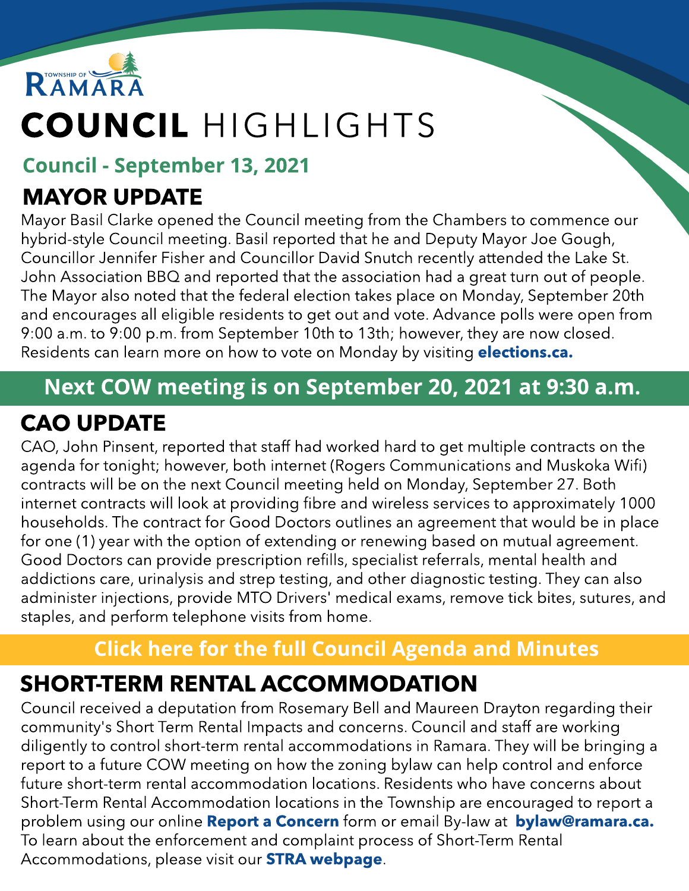TOWNSHIP OF RAMARA

# COUNCIL HIGHLIGHTS

## Council - September 13, 2021

## MAYOR UPDATE

Mayor Basil Clarke opened the Council meeting from the Chambers to commence our hybrid-style Council meeting. Basil reported that he and Deputy Mayor Joe Gough, Councillor Jennifer Fisher and Councillor David Snutch recently attended the Lake St. John Association BBQ and reported that the association had a great turn out of people. The Mayor also noted that the federal election takes place on Monday, September 20th and encourages all eligible residents to get out and vote. Advance polls were open from 9:00 a.m. to 9:00 p.m. from September 10th to 13th; however, they are now closed. Residents can learn more on how to vote on Monday by visiting **elections.ca.**

**Next COW meeting is on September 20, 2021 at 9:30 a.m.**

## CAO UPDATE

CAO, John Pinsent, reported that staff had worked hard to get multiple contracts on the agenda for tonight; however, both internet (Rogers Communications and Muskoka Wifi) contracts will be on the next Council meeting held on Monday, September 27. Both internet contracts will look at providing fibre and wireless services to approximately 1000 households. The contract for Good Doctors outlines an agreement that would be in place for one (1) year with the option of extending or renewing based on mutual agreement. Good Doctors can provide prescription refills, specialist referrals, mental health and addictions care, urinalysis and strep testing, and other diagnostic testing. They can also administer injections, provide MTO Drivers' medical exams, remove tick bites, sutures, and staples, and perform telephone visits from home.

**Click here for the full Council Agenda and Minutes**

## SHORT-TERM RENTAL ACCOMMODATION

Council received a deputation from Rosemary Bell and Maureen Drayton regarding their community's Short Term Rental Impacts and concerns. Council and staff are working diligently to control short-term rental accommodations in Ramara. They will be bringing a report to a future COW meeting on how the zoning bylaw can help control and enforce future short-term rental accommodation locations. Residents who have concerns about Short-Term Rental Accommodation locations in the Township are encouraged to report a problem using our online **Report a Concern** form or email By-law at **bylaw@ramara.ca.** To learn about the enforcement and complaint process of Short-Term Rental Accommodations, please visit our **STRA webpage**.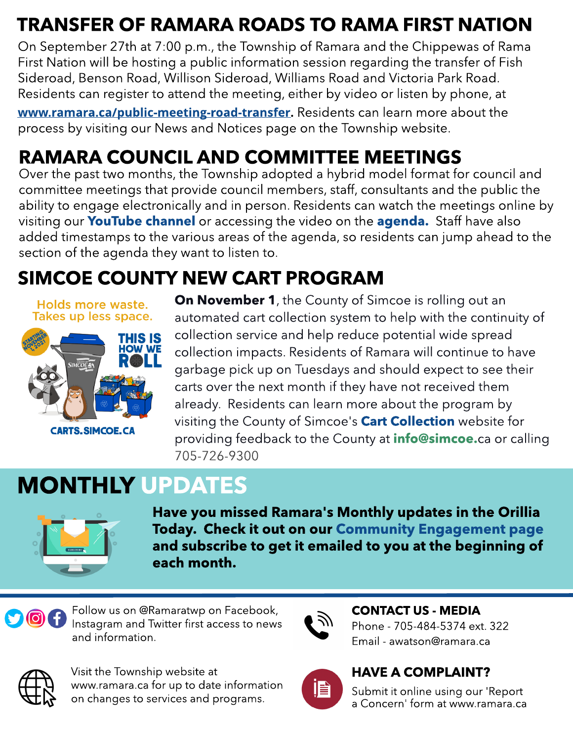# TRANSFER OF RAMARA ROADS TO RAMA FIRST NATION

On September 27th at 7:00 p.m., the Township of Ramara and the Chippewas of Rama First Nation will be hosting a public information session regarding the transfer of Fish Sideroad, Benson Road, Willison Sideroad, Williams Road and Victoria Park Road. Residents can register to attend the meeting, either by video or listen by phone, at **www.ramara.ca/public-meeting-road-transfer.** Residents can learn more about the process by visiting our News and Notices page on the Township website.

# RAMARA COUNCIL AND COMMITTEE MEETINGS

Over the past two months, the Township adopted a hybrid model format for council and committee meetings that provide council members, staff, consultants and the public the ability to engage electronically and in person. Residents can watch the meetings online by visiting our **YouTube channel** or accessing the video on the **agenda.** Staff have also added timestamps to the various areas of the agenda, so residents can jump ahead to the section of the agenda they want to listen to.

# SIMCOE COUNTY NEW CART PROGRAM

Holds more waste. Takes up less space.

STARTING NOVEMBER 1, 2021

THIS IS HOW WE ROLL

CARTS.SIMCOE.CA

**On November 1**, the County of Simcoe is rolling out an automated cart collection system to help with the continuity of collection service and help reduce potential wide spread collection impacts. Residents of Ramara will continue to have garbage pick up on Tuesdays and should expect to see their carts over the next month if they have not received them already. Residents can learn more about the program by visiting the County of Simcoe's **Cart Collection** website for providing feedback to the County at **info@simcoe.**ca or calling 705-726-9300

# MONTHLY UPDATES

**Have you missed Ramara's Monthly updates in the Orillia Today. Check it out on our Community Engagement page and subscribe to get it emailed to you at the beginning of each month.**

Follow us on @Ramaratwp on Facebook, Instagram and Twitter first access to news and information.

**CONTACT US - MEDIA**
Phone - 705-484-5374 ext. 322
Email - awatson@ramara.ca

Visit the Township website at www.ramara.ca for up to date information on changes to services and programs.

**HAVE A COMPLAINT?**
Submit it online using our 'Report a Concern' form at www.ramara.ca